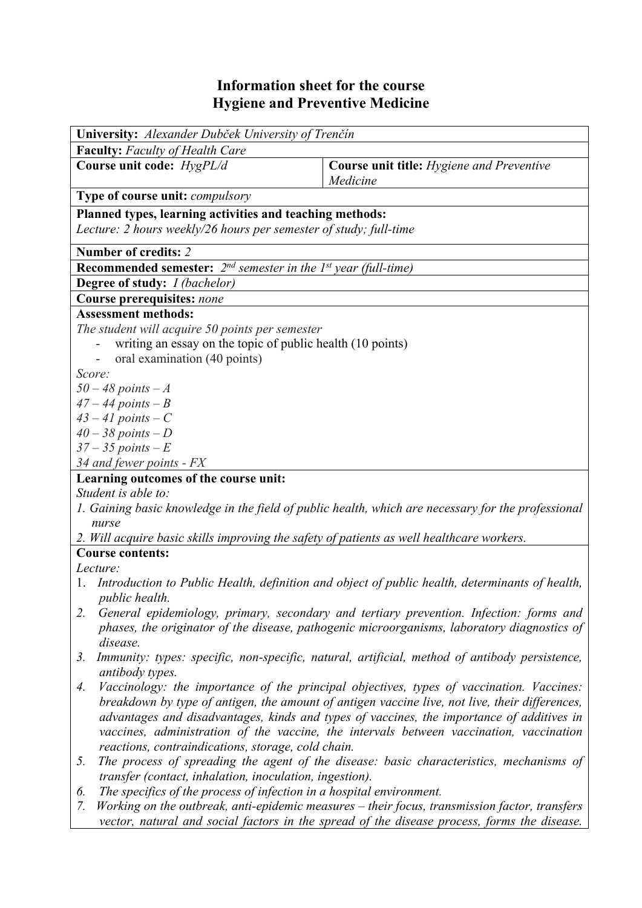# Information sheet for the course
# Hygiene and Preventive Medicine

**University:** *Alexander Dubček University of Trenčín*

**Faculty:** *Faculty of Health Care*

| **Course unit code:** *HygPL/d* | **Course unit title:** *Hygiene and Preventive Medicine* |
|---|---|

**Type of course unit:** *compulsory*

**Planned types, learning activities and teaching methods:**
*Lecture: 2 hours weekly/26 hours per semester of study; full-time*

**Number of credits:** *2*

**Recommended semester:** *2nd semester in the 1st year (full-time)*

**Degree of study:** *I (bachelor)*

**Course prerequisites:** *none*

**Assessment methods:**

*The student will acquire 50 points per semester*

- writing an essay on the topic of public health (10 points)
- oral examination (40 points)

*Score:*
*50 – 48 points – A*
*47 – 44 points – B*
*43 – 41 points – C*
*40 – 38 points – D*
*37 – 35 points – E*
*34 and fewer points - FX*

**Learning outcomes of the course unit:**

*Student is able to:*

*1. Gaining basic knowledge in the field of public health, which are necessary for the professional nurse*
*2. Will acquire basic skills improving the safety of patients as well healthcare workers.*

**Course contents:**

*Lecture:*

1. *Introduction to Public Health, definition and object of public health, determinants of health, public health.*
2. *General epidemiology, primary, secondary and tertiary prevention. Infection: forms and phases, the originator of the disease, pathogenic microorganisms, laboratory diagnostics of disease.*
3. *Immunity: types: specific, non-specific, natural, artificial, method of antibody persistence, antibody types.*
4. *Vaccinology: the importance of the principal objectives, types of vaccination. Vaccines: breakdown by type of antigen, the amount of antigen vaccine live, not live, their differences, advantages and disadvantages, kinds and types of vaccines, the importance of additives in vaccines, administration of the vaccine, the intervals between vaccination, vaccination reactions, contraindications, storage, cold chain.*
5. *The process of spreading the agent of the disease: basic characteristics, mechanisms of transfer (contact, inhalation, inoculation, ingestion).*
6. *The specifics of the process of infection in a hospital environment.*
7. *Working on the outbreak, anti-epidemic measures – their focus, transmission factor, transfers vector, natural and social factors in the spread of the disease process, forms the disease.*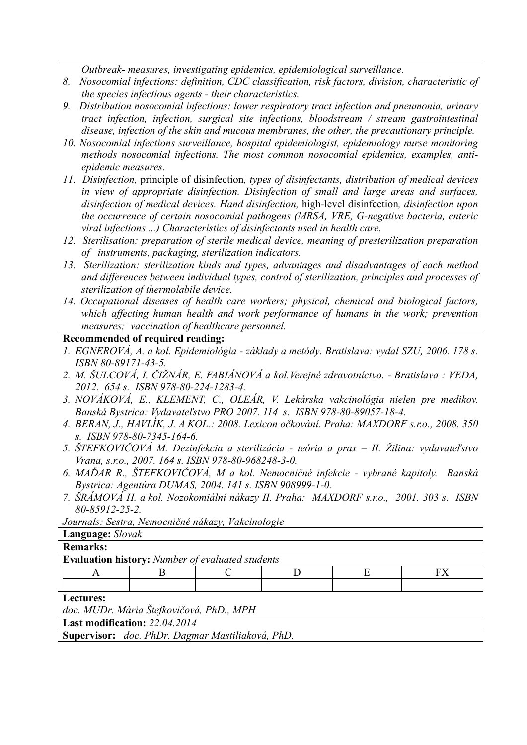*Outbreak- measures, investigating epidemics, epidemiological surveillance.*

8. *Nosocomial infections: definition, CDC classification, risk factors, division, characteristic of the species infectious agents - their characteristics.*
9. *Distribution nosocomial infections: lower respiratory tract infection and pneumonia, urinary tract infection, infection, surgical site infections, bloodstream / stream gastrointestinal disease, infection of the skin and mucous membranes, the other, the precautionary principle.*
10. *Nosocomial infections surveillance, hospital epidemiologist, epidemiology nurse monitoring methods nosocomial infections. The most common nosocomial epidemics, examples, anti-epidemic measures.*
11. *Disinfection,* principle of disinfection*, types of disinfectants, distribution of medical devices in view of appropriate disinfection. Disinfection of small and large areas and surfaces, disinfection of medical devices. Hand disinfection,* high-level disinfection*, disinfection upon the occurrence of certain nosocomial pathogens (MRSA, VRE, G-negative bacteria, enteric viral infections ...) Characteristics of disinfectants used in health care.*
12. *Sterilisation: preparation of sterile medical device, meaning of presterilization preparation of instruments, packaging, sterilization indicators.*
13. *Sterilization: sterilization kinds and types, advantages and disadvantages of each method and differences between individual types, control of sterilization, principles and processes of sterilization of thermolabile device.*
14. *Occupational diseases of health care workers; physical, chemical and biological factors, which affecting human health and work performance of humans in the work; prevention measures; vaccination of healthcare personnel.*

**Recommended of required reading:**

1. *EGNEROVÁ, A. a kol. Epidemiológia - základy a metódy. Bratislava: vydal SZU, 2006. 178 s. ISBN 80-89171-43-5.*
2. *M. ŠULCOVÁ, I. ČIŽNÁR, E. FABIÁNOVÁ a kol.Verejné zdravotníctvo. - Bratislava : VEDA, 2012. 654 s. ISBN 978-80-224-1283-4.*
3. *NOVÁKOVÁ, E., KLEMENT, C., OLEÁR, V. Lekárska vakcinológia nielen pre medikov. Banská Bystrica: Vydavateľstvo PRO 2007. 114 s. ISBN 978-80-89057-18-4.*
4. *BERAN, J., HAVLÍK, J. A KOL.: 2008. Lexicon očkování. Praha: MAXDORF s.r.o., 2008. 350 s. ISBN 978-80-7345-164-6.*
5. *ŠTEFKOVIČOVÁ M. Dezinfekcia a sterilizácia - teória a prax – II. Žilina: vydavateľstvo Vrana, s.r.o., 2007. 164 s. ISBN 978-80-968248-3-0.*
6. *MAĎAR R., ŠTEFKOVIČOVÁ, M a kol. Nemocničné infekcie - vybrané kapitoly. Banská Bystrica: Agentúra DUMAS, 2004. 141 s. ISBN 908999-1-0.*
7. *ŠRÁMOVÁ H. a kol. Nozokomiální nákazy II. Praha: MAXDORF s.r.o., 2001. 303 s. ISBN 80-85912-25-2.*

*Journals: Sestra, Nemocničné nákazy, Vakcinologie*

**Language:** *Slovak*

**Remarks:**

**Evaluation history:** *Number of evaluated students*

| A | B | C | D | E | FX |
|---|---|---|---|---|---|
| | | | | | |

**Lectures:**

*doc. MUDr. Mária Štefkovičová, PhD., MPH*

**Last modification:** *22.04.2014*

**Supervisor:** *doc. PhDr. Dagmar Mastiliaková, PhD.*